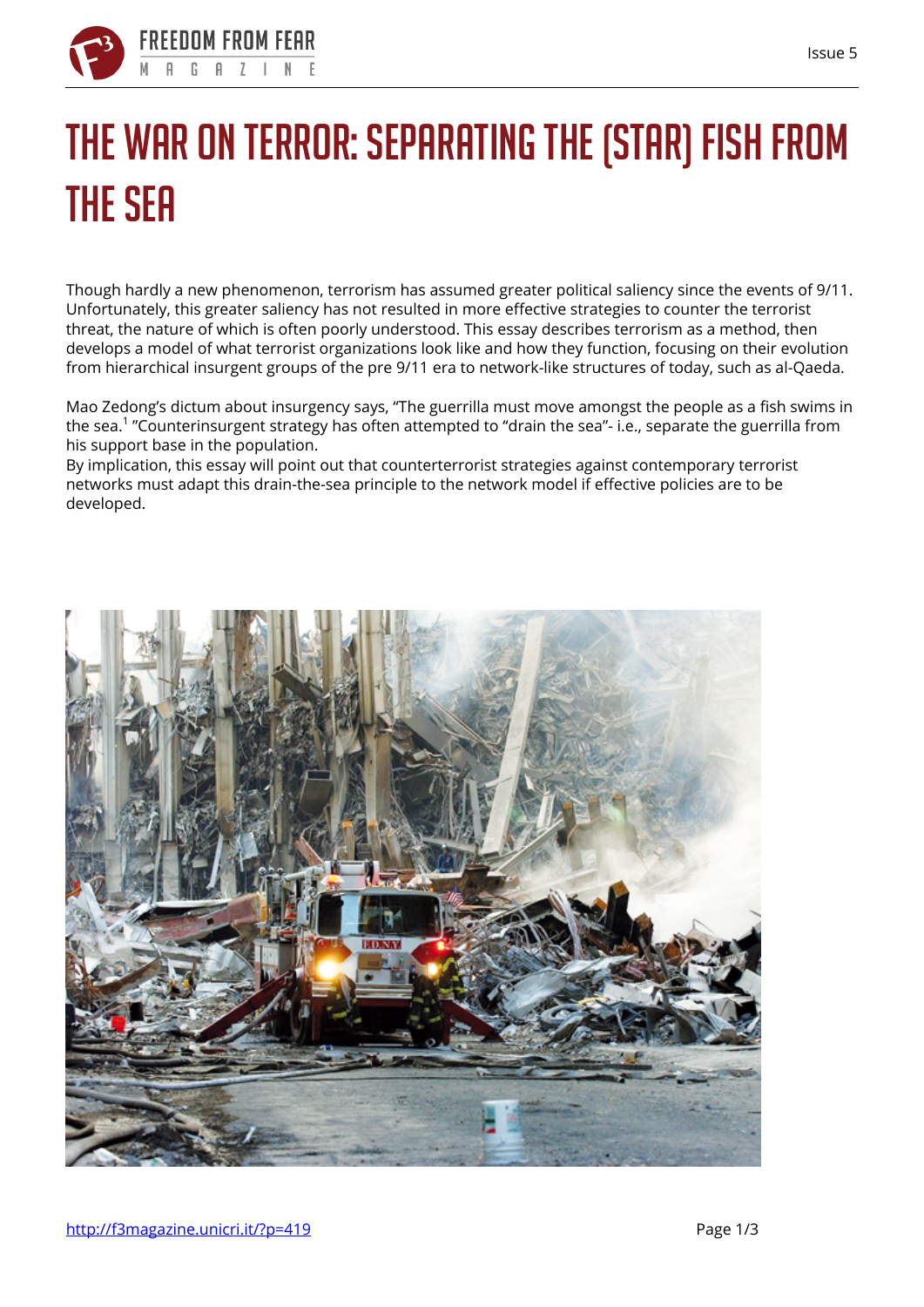# THE WAR ON TERROR: SEPARATING THE (STAR) FISH FROM THE SEA

Though hardly a new phenomenon, terrorism has assumed greater political saliency since the events of 9/11. Unfortunately, this greater saliency has not resulted in more effective strategies to counter the terrorist threat, the nature of which is often poorly understood. This essay describes terrorism as a method, then develops a model of what terrorist organizations look like and how they function, focusing on their evolution from hierarchical insurgent groups of the pre 9/11 era to network-like structures of today, such as al-Qaeda.

Mao Zedong's dictum about insurgency says, "The guerrilla must move amongst the people as a fish swims in the sea.[1] "Counterinsurgent strategy has often attempted to "drain the sea"- i.e., separate the guerrilla from his support base in the population.
By implication, this essay will point out that counterterrorist strategies against contemporary terrorist networks must adapt this drain-the-sea principle to the network model if effective policies are to be developed.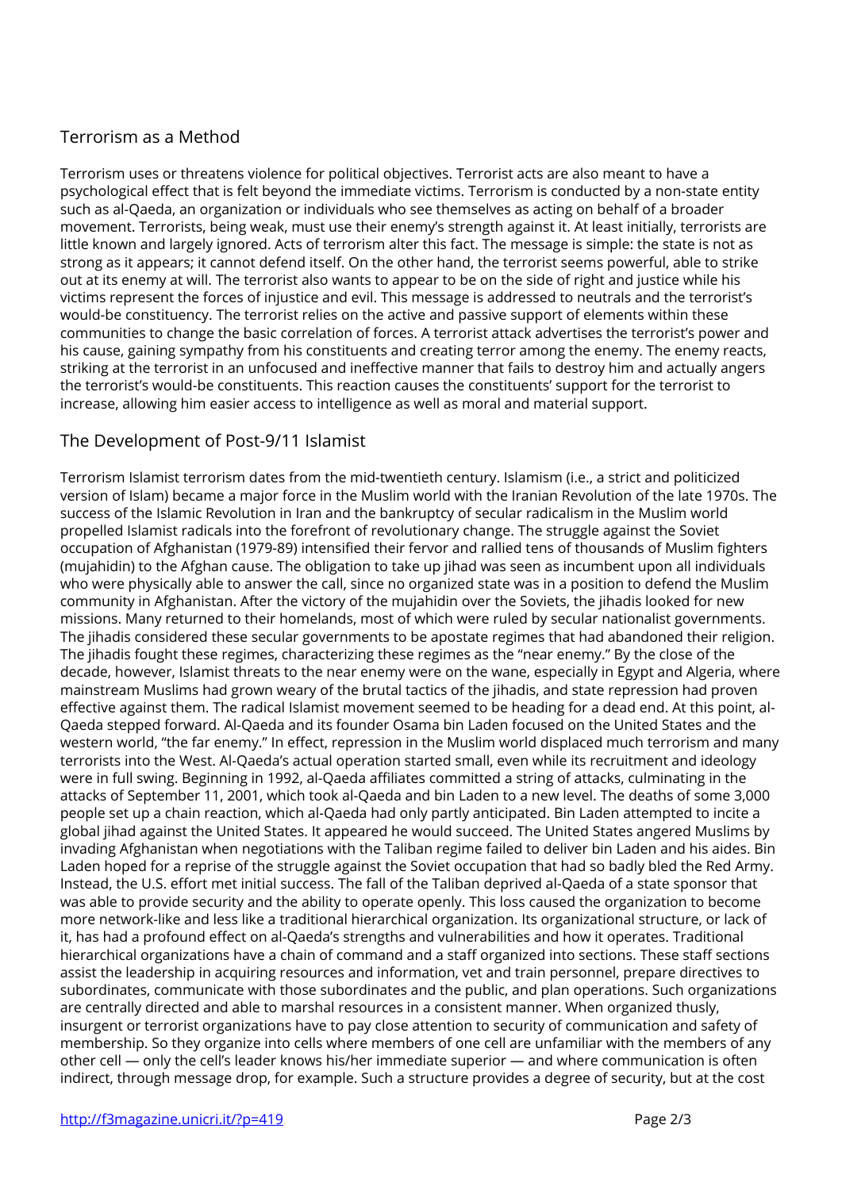## Terrorism as a Method

Terrorism uses or threatens violence for political objectives. Terrorist acts are also meant to have a psychological effect that is felt beyond the immediate victims. Terrorism is conducted by a non-state entity such as al-Qaeda, an organization or individuals who see themselves as acting on behalf of a broader movement. Terrorists, being weak, must use their enemy's strength against it. At least initially, terrorists are little known and largely ignored. Acts of terrorism alter this fact. The message is simple: the state is not as strong as it appears; it cannot defend itself. On the other hand, the terrorist seems powerful, able to strike out at its enemy at will. The terrorist also wants to appear to be on the side of right and justice while his victims represent the forces of injustice and evil. This message is addressed to neutrals and the terrorist's would-be constituency. The terrorist relies on the active and passive support of elements within these communities to change the basic correlation of forces. A terrorist attack advertises the terrorist's power and his cause, gaining sympathy from his constituents and creating terror among the enemy. The enemy reacts, striking at the terrorist in an unfocused and ineffective manner that fails to destroy him and actually angers the terrorist's would-be constituents. This reaction causes the constituents' support for the terrorist to increase, allowing him easier access to intelligence as well as moral and material support.

## The Development of Post-9/11 Islamist

Terrorism Islamist terrorism dates from the mid-twentieth century. Islamism (i.e., a strict and politicized version of Islam) became a major force in the Muslim world with the Iranian Revolution of the late 1970s. The success of the Islamic Revolution in Iran and the bankruptcy of secular radicalism in the Muslim world propelled Islamist radicals into the forefront of revolutionary change. The struggle against the Soviet occupation of Afghanistan (1979-89) intensified their fervor and rallied tens of thousands of Muslim fighters (mujahidin) to the Afghan cause. The obligation to take up jihad was seen as incumbent upon all individuals who were physically able to answer the call, since no organized state was in a position to defend the Muslim community in Afghanistan. After the victory of the mujahidin over the Soviets, the jihadis looked for new missions. Many returned to their homelands, most of which were ruled by secular nationalist governments. The jihadis considered these secular governments to be apostate regimes that had abandoned their religion. The jihadis fought these regimes, characterizing these regimes as the "near enemy." By the close of the decade, however, Islamist threats to the near enemy were on the wane, especially in Egypt and Algeria, where mainstream Muslims had grown weary of the brutal tactics of the jihadis, and state repression had proven effective against them. The radical Islamist movement seemed to be heading for a dead end. At this point, al-Qaeda stepped forward. Al-Qaeda and its founder Osama bin Laden focused on the United States and the western world, "the far enemy." In effect, repression in the Muslim world displaced much terrorism and many terrorists into the West. Al-Qaeda's actual operation started small, even while its recruitment and ideology were in full swing. Beginning in 1992, al-Qaeda affiliates committed a string of attacks, culminating in the attacks of September 11, 2001, which took al-Qaeda and bin Laden to a new level. The deaths of some 3,000 people set up a chain reaction, which al-Qaeda had only partly anticipated. Bin Laden attempted to incite a global jihad against the United States. It appeared he would succeed. The United States angered Muslims by invading Afghanistan when negotiations with the Taliban regime failed to deliver bin Laden and his aides. Bin Laden hoped for a reprise of the struggle against the Soviet occupation that had so badly bled the Red Army. Instead, the U.S. effort met initial success. The fall of the Taliban deprived al-Qaeda of a state sponsor that was able to provide security and the ability to operate openly. This loss caused the organization to become more network-like and less like a traditional hierarchical organization. Its organizational structure, or lack of it, has had a profound effect on al-Qaeda's strengths and vulnerabilities and how it operates. Traditional hierarchical organizations have a chain of command and a staff organized into sections. These staff sections assist the leadership in acquiring resources and information, vet and train personnel, prepare directives to subordinates, communicate with those subordinates and the public, and plan operations. Such organizations are centrally directed and able to marshal resources in a consistent manner. When organized thusly, insurgent or terrorist organizations have to pay close attention to security of communication and safety of membership. So they organize into cells where members of one cell are unfamiliar with the members of any other cell — only the cell's leader knows his/her immediate superior — and where communication is often indirect, through message drop, for example. Such a structure provides a degree of security, but at the cost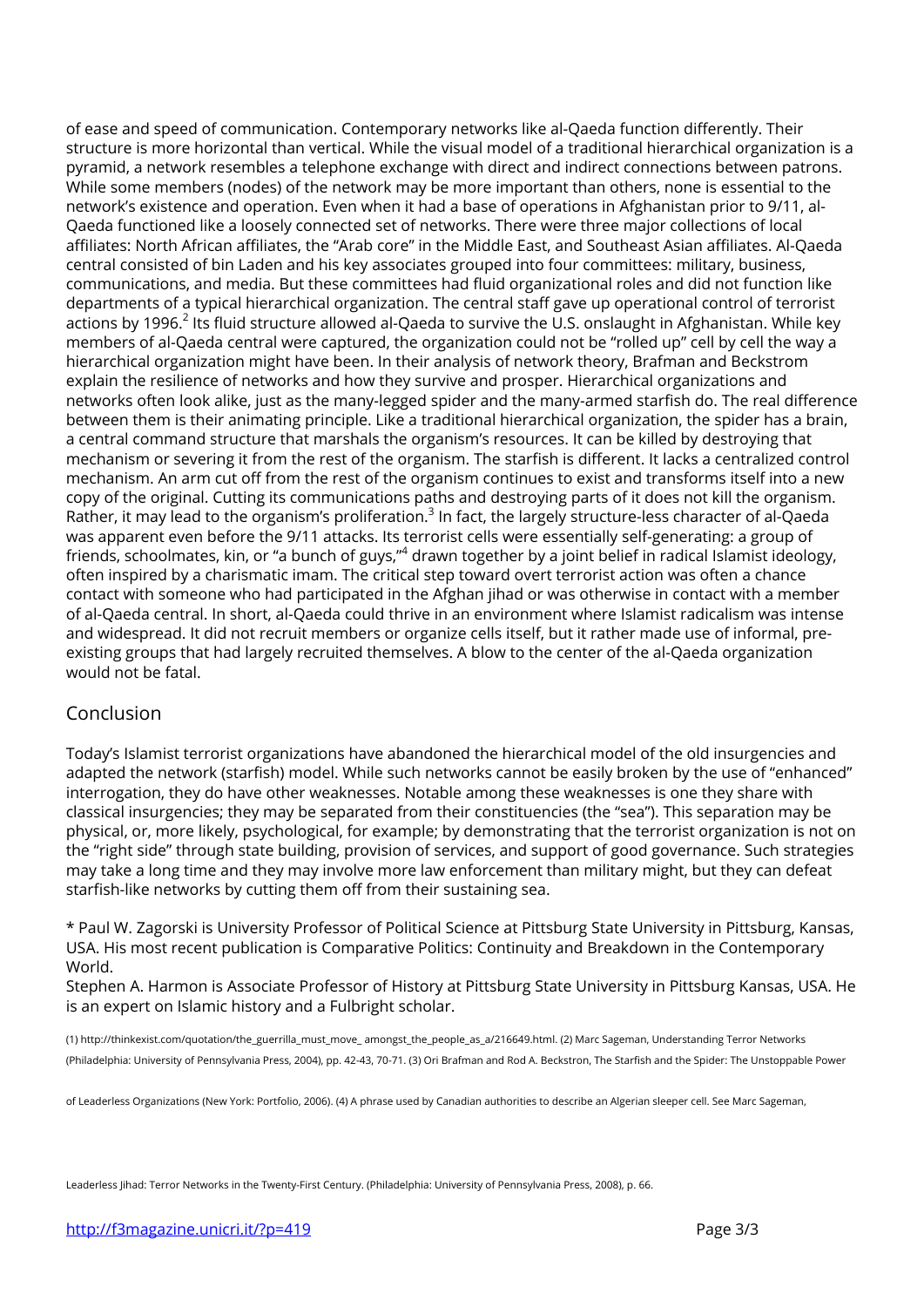of ease and speed of communication. Contemporary networks like al-Qaeda function differently. Their structure is more horizontal than vertical. While the visual model of a traditional hierarchical organization is a pyramid, a network resembles a telephone exchange with direct and indirect connections between patrons. While some members (nodes) of the network may be more important than others, none is essential to the network's existence and operation. Even when it had a base of operations in Afghanistan prior to 9/11, al-Qaeda functioned like a loosely connected set of networks. There were three major collections of local affiliates: North African affiliates, the "Arab core" in the Middle East, and Southeast Asian affiliates. Al-Qaeda central consisted of bin Laden and his key associates grouped into four committees: military, business, communications, and media. But these committees had fluid organizational roles and did not function like departments of a typical hierarchical organization. The central staff gave up operational control of terrorist actions by 1996.[2] Its fluid structure allowed al-Qaeda to survive the U.S. onslaught in Afghanistan. While key members of al-Qaeda central were captured, the organization could not be "rolled up" cell by cell the way a hierarchical organization might have been. In their analysis of network theory, Brafman and Beckstrom explain the resilience of networks and how they survive and prosper. Hierarchical organizations and networks often look alike, just as the many-legged spider and the many-armed starfish do. The real difference between them is their animating principle. Like a traditional hierarchical organization, the spider has a brain, a central command structure that marshals the organism's resources. It can be killed by destroying that mechanism or severing it from the rest of the organism. The starfish is different. It lacks a centralized control mechanism. An arm cut off from the rest of the organism continues to exist and transforms itself into a new copy of the original. Cutting its communications paths and destroying parts of it does not kill the organism. Rather, it may lead to the organism's proliferation.[3] In fact, the largely structure-less character of al-Qaeda was apparent even before the 9/11 attacks. Its terrorist cells were essentially self-generating: a group of friends, schoolmates, kin, or "a bunch of guys,"[4] drawn together by a joint belief in radical Islamist ideology, often inspired by a charismatic imam. The critical step toward overt terrorist action was often a chance contact with someone who had participated in the Afghan jihad or was otherwise in contact with a member of al-Qaeda central. In short, al-Qaeda could thrive in an environment where Islamist radicalism was intense and widespread. It did not recruit members or organize cells itself, but it rather made use of informal, pre-existing groups that had largely recruited themselves. A blow to the center of the al-Qaeda organization would not be fatal.

## Conclusion

Today's Islamist terrorist organizations have abandoned the hierarchical model of the old insurgencies and adapted the network (starfish) model. While such networks cannot be easily broken by the use of "enhanced" interrogation, they do have other weaknesses. Notable among these weaknesses is one they share with classical insurgencies; they may be separated from their constituencies (the "sea"). This separation may be physical, or, more likely, psychological, for example; by demonstrating that the terrorist organization is not on the "right side" through state building, provision of services, and support of good governance. Such strategies may take a long time and they may involve more law enforcement than military might, but they can defeat starfish-like networks by cutting them off from their sustaining sea.

* Paul W. Zagorski is University Professor of Political Science at Pittsburg State University in Pittsburg, Kansas, USA. His most recent publication is Comparative Politics: Continuity and Breakdown in the Contemporary World.

Stephen A. Harmon is Associate Professor of History at Pittsburg State University in Pittsburg Kansas, USA. He is an expert on Islamic history and a Fulbright scholar.

(1) http://thinkexist.com/quotation/the_guerrilla_must_move_ amongst_the_people_as_a/216649.html. (2) Marc Sageman, Understanding Terror Networks (Philadelphia: University of Pennsylvania Press, 2004), pp. 42-43, 70-71. (3) Ori Brafman and Rod A. Beckstron, The Starfish and the Spider: The Unstoppable Power of Leaderless Organizations (New York: Portfolio, 2006). (4) A phrase used by Canadian authorities to describe an Algerian sleeper cell. See Marc Sageman, Leaderless Jihad: Terror Networks in the Twenty-First Century. (Philadelphia: University of Pennsylvania Press, 2008), p. 66.

http://f3magazine.unicri.it/?p=419